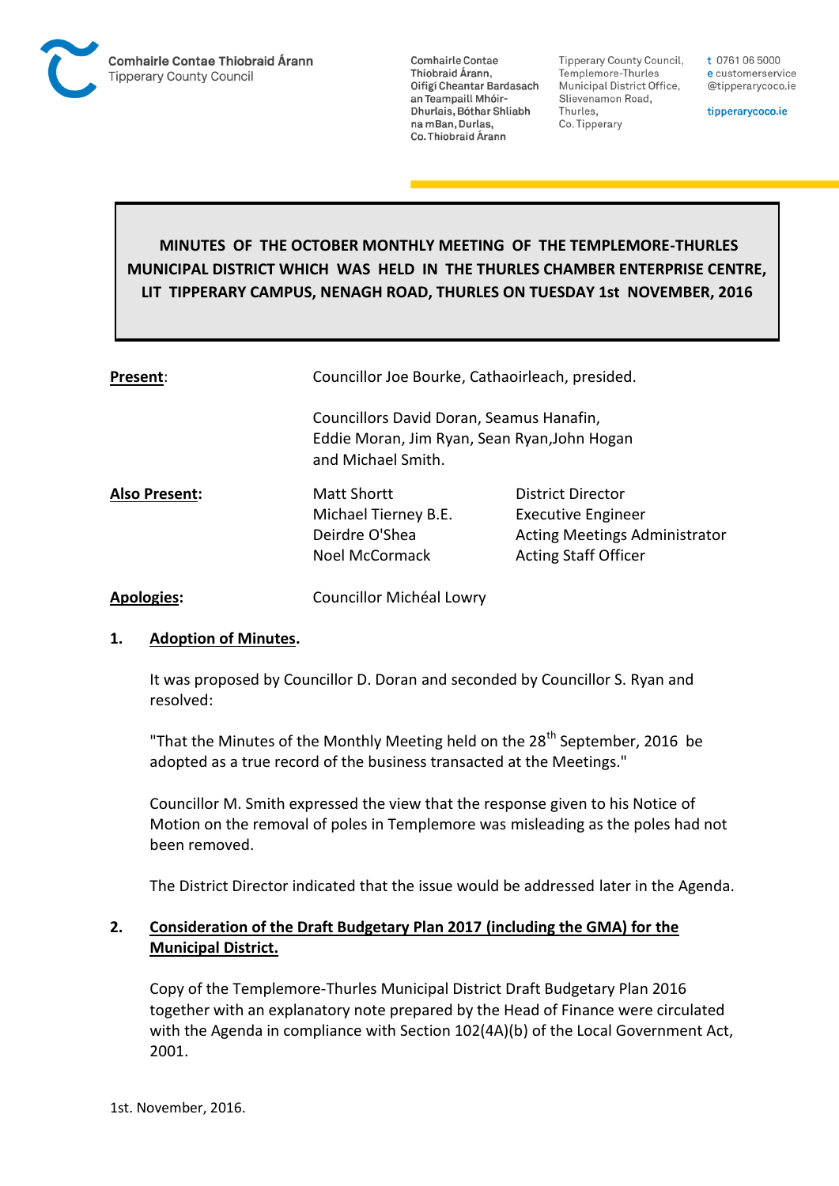Comhairle Contae Thiobraid Árann
Tipperary County Council

Comhairle Contae Thiobraid Árann, Oifigí Cheantar Bardasach an Teampaill Mhóir-Dhurlais, Bóthar Shliabh na mBan, Durlas, Co. Thiobraid Árann

Tipperary County Council, Templemore-Thurles Municipal District Office, Slievenamon Road, Thurles, Co. Tipperary

t 0761 06 5000
e customerservice@tipperarycoco.ie

tipperarycoco.ie

# MINUTES OF THE OCTOBER MONTHLY MEETING OF THE TEMPLEMORE-THURLES MUNICIPAL DISTRICT WHICH WAS HELD IN THE THURLES CHAMBER ENTERPRISE CENTRE, LIT TIPPERARY CAMPUS, NENAGH ROAD, THURLES ON TUESDAY 1st NOVEMBER, 2016

**Present**: Councillor Joe Bourke, Cathaoirleach, presided.

Councillors David Doran, Seamus Hanafin, Eddie Moran, Jim Ryan, Sean Ryan, John Hogan and Michael Smith.

**Also Present:**

| | |
|---|---|
| Matt Shortt | District Director |
| Michael Tierney B.E. | Executive Engineer |
| Deirdre O'Shea | Acting Meetings Administrator |
| Noel McCormack | Acting Staff Officer |

**Apologies:** Councillor Michéal Lowry

## 1. Adoption of Minutes.

It was proposed by Councillor D. Doran and seconded by Councillor S. Ryan and resolved:

"That the Minutes of the Monthly Meeting held on the 28th September, 2016 be adopted as a true record of the business transacted at the Meetings."

Councillor M. Smith expressed the view that the response given to his Notice of Motion on the removal of poles in Templemore was misleading as the poles had not been removed.

The District Director indicated that the issue would be addressed later in the Agenda.

## 2. Consideration of the Draft Budgetary Plan 2017 (including the GMA) for the Municipal District.

Copy of the Templemore-Thurles Municipal District Draft Budgetary Plan 2016 together with an explanatory note prepared by the Head of Finance were circulated with the Agenda in compliance with Section 102(4A)(b) of the Local Government Act, 2001.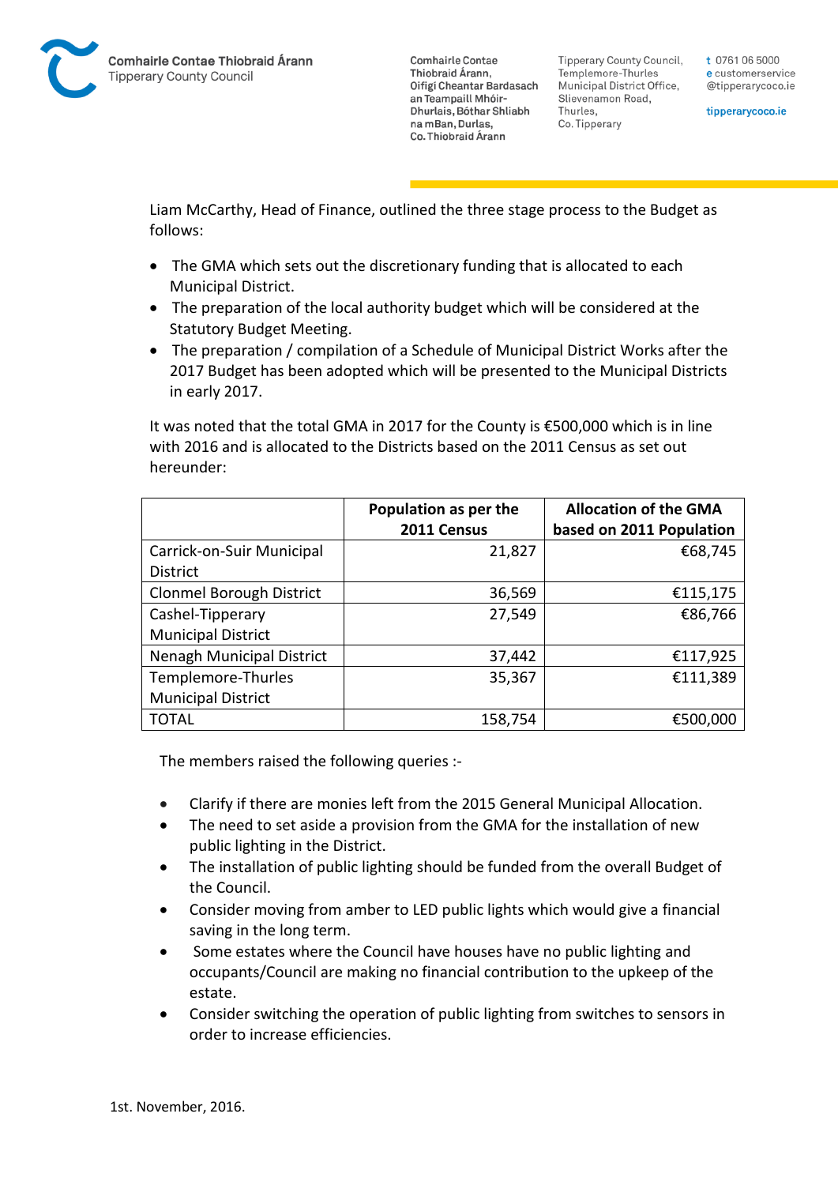Liam McCarthy, Head of Finance, outlined the three stage process to the Budget as follows:

- The GMA which sets out the discretionary funding that is allocated to each Municipal District.
- The preparation of the local authority budget which will be considered at the Statutory Budget Meeting.
- The preparation / compilation of a Schedule of Municipal District Works after the 2017 Budget has been adopted which will be presented to the Municipal Districts in early 2017.

It was noted that the total GMA in 2017 for the County is €500,000 which is in line with 2016 and is allocated to the Districts based on the 2011 Census as set out hereunder:

| | Population as per the 2011 Census | Allocation of the GMA based on 2011 Population |
|---|---:|---:|
| Carrick-on-Suir Municipal District | 21,827 | €68,745 |
| Clonmel Borough District | 36,569 | €115,175 |
| Cashel-Tipperary Municipal District | 27,549 | €86,766 |
| Nenagh Municipal District | 37,442 | €117,925 |
| Templemore-Thurles Municipal District | 35,367 | €111,389 |
| TOTAL | 158,754 | €500,000 |

The members raised the following queries :-

- Clarify if there are monies left from the 2015 General Municipal Allocation.
- The need to set aside a provision from the GMA for the installation of new public lighting in the District.
- The installation of public lighting should be funded from the overall Budget of the Council.
- Consider moving from amber to LED public lights which would give a financial saving in the long term.
- Some estates where the Council have houses have no public lighting and occupants/Council are making no financial contribution to the upkeep of the estate.
- Consider switching the operation of public lighting from switches to sensors in order to increase efficiencies.

1st. November, 2016.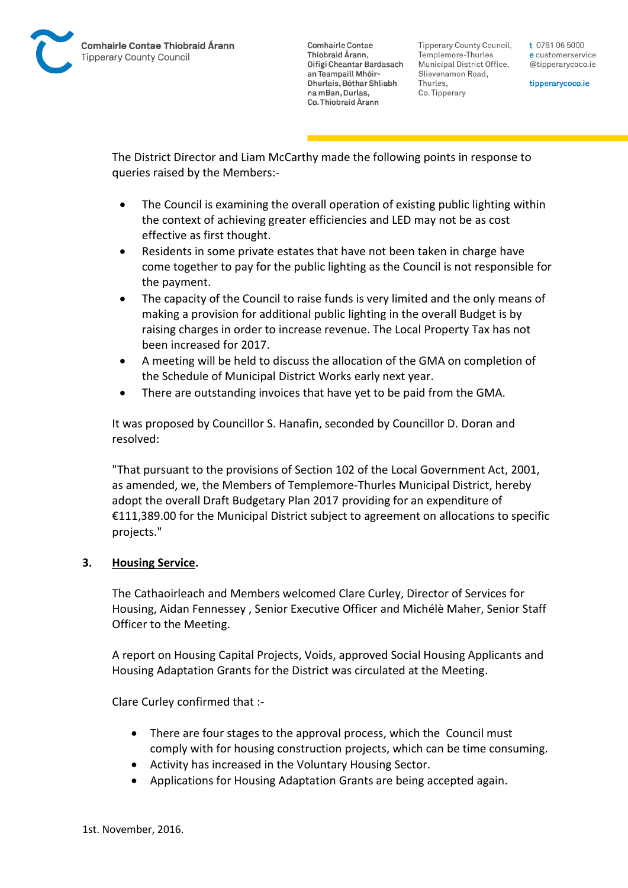The District Director and Liam McCarthy made the following points in response to queries raised by the Members:-

- The Council is examining the overall operation of existing public lighting within the context of achieving greater efficiencies and LED may not be as cost effective as first thought.
- Residents in some private estates that have not been taken in charge have come together to pay for the public lighting as the Council is not responsible for the payment.
- The capacity of the Council to raise funds is very limited and the only means of making a provision for additional public lighting in the overall Budget is by raising charges in order to increase revenue. The Local Property Tax has not been increased for 2017.
- A meeting will be held to discuss the allocation of the GMA on completion of the Schedule of Municipal District Works early next year.
- There are outstanding invoices that have yet to be paid from the GMA.

It was proposed by Councillor S. Hanafin, seconded by Councillor D. Doran and resolved:

"That pursuant to the provisions of Section 102 of the Local Government Act, 2001, as amended, we, the Members of Templemore-Thurles Municipal District, hereby adopt the overall Draft Budgetary Plan 2017 providing for an expenditure of €111,389.00 for the Municipal District subject to agreement on allocations to specific projects."

**3. Housing Service.**

The Cathaoirleach and Members welcomed Clare Curley, Director of Services for Housing, Aidan Fennessey , Senior Executive Officer and Michélè Maher, Senior Staff Officer to the Meeting.

A report on Housing Capital Projects, Voids, approved Social Housing Applicants and Housing Adaptation Grants for the District was circulated at the Meeting.

Clare Curley confirmed that :-

- There are four stages to the approval process, which the Council must comply with for housing construction projects, which can be time consuming.
- Activity has increased in the Voluntary Housing Sector.
- Applications for Housing Adaptation Grants are being accepted again.

1st. November, 2016.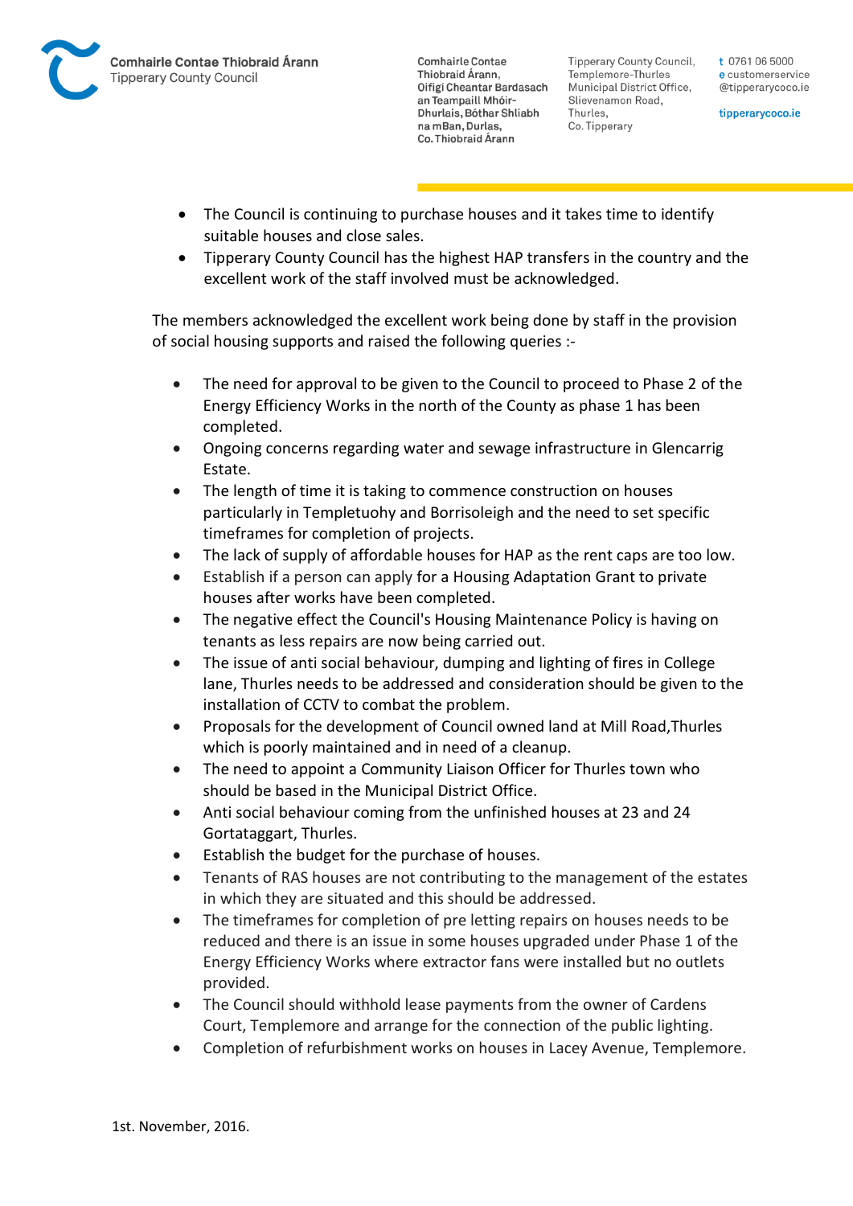- The Council is continuing to purchase houses and it takes time to identify suitable houses and close sales.
- Tipperary County Council has the highest HAP transfers in the country and the excellent work of the staff involved must be acknowledged.

The members acknowledged the excellent work being done by staff in the provision of social housing supports and raised the following queries :-

- The need for approval to be given to the Council to proceed to Phase 2 of the Energy Efficiency Works in the north of the County as phase 1 has been completed.
- Ongoing concerns regarding water and sewage infrastructure in Glencarrig Estate.
- The length of time it is taking to commence construction on houses particularly in Templetuohy and Borrisoleigh and the need to set specific timeframes for completion of projects.
- The lack of supply of affordable houses for HAP as the rent caps are too low.
- Establish if a person can apply for a Housing Adaptation Grant to private houses after works have been completed.
- The negative effect the Council's Housing Maintenance Policy is having on tenants as less repairs are now being carried out.
- The issue of anti social behaviour, dumping and lighting of fires in College lane, Thurles needs to be addressed and consideration should be given to the installation of CCTV to combat the problem.
- Proposals for the development of Council owned land at Mill Road,Thurles which is poorly maintained and in need of a cleanup.
- The need to appoint a Community Liaison Officer for Thurles town who should be based in the Municipal District Office.
- Anti social behaviour coming from the unfinished houses at 23 and 24 Gortataggart, Thurles.
- Establish the budget for the purchase of houses.
- Tenants of RAS houses are not contributing to the management of the estates in which they are situated and this should be addressed.
- The timeframes for completion of pre letting repairs on houses needs to be reduced and there is an issue in some houses upgraded under Phase 1 of the Energy Efficiency Works where extractor fans were installed but no outlets provided.
- The Council should withhold lease payments from the owner of Cardens Court, Templemore and arrange for the connection of the public lighting.
- Completion of refurbishment works on houses in Lacey Avenue, Templemore.

1st. November, 2016.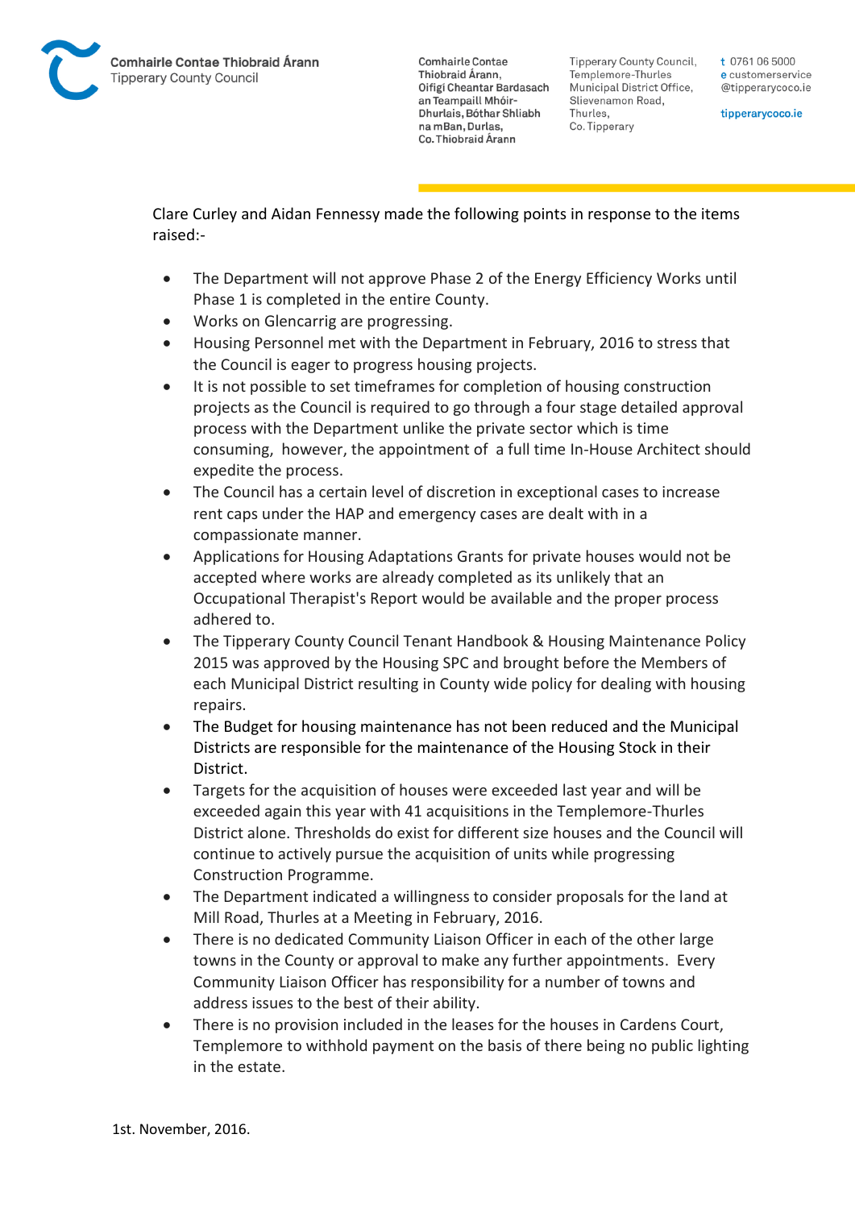Clare Curley and Aidan Fennessy made the following points in response to the items raised:-

- The Department will not approve Phase 2 of the Energy Efficiency Works until Phase 1 is completed in the entire County.
- Works on Glencarrig are progressing.
- Housing Personnel met with the Department in February, 2016 to stress that the Council is eager to progress housing projects.
- It is not possible to set timeframes for completion of housing construction projects as the Council is required to go through a four stage detailed approval process with the Department unlike the private sector which is time consuming, however, the appointment of a full time In-House Architect should expedite the process.
- The Council has a certain level of discretion in exceptional cases to increase rent caps under the HAP and emergency cases are dealt with in a compassionate manner.
- Applications for Housing Adaptations Grants for private houses would not be accepted where works are already completed as its unlikely that an Occupational Therapist's Report would be available and the proper process adhered to.
- The Tipperary County Council Tenant Handbook & Housing Maintenance Policy 2015 was approved by the Housing SPC and brought before the Members of each Municipal District resulting in County wide policy for dealing with housing repairs.
- The Budget for housing maintenance has not been reduced and the Municipal Districts are responsible for the maintenance of the Housing Stock in their District.
- Targets for the acquisition of houses were exceeded last year and will be exceeded again this year with 41 acquisitions in the Templemore-Thurles District alone. Thresholds do exist for different size houses and the Council will continue to actively pursue the acquisition of units while progressing Construction Programme.
- The Department indicated a willingness to consider proposals for the land at Mill Road, Thurles at a Meeting in February, 2016.
- There is no dedicated Community Liaison Officer in each of the other large towns in the County or approval to make any further appointments. Every Community Liaison Officer has responsibility for a number of towns and address issues to the best of their ability.
- There is no provision included in the leases for the houses in Cardens Court, Templemore to withhold payment on the basis of there being no public lighting in the estate.

1st. November, 2016.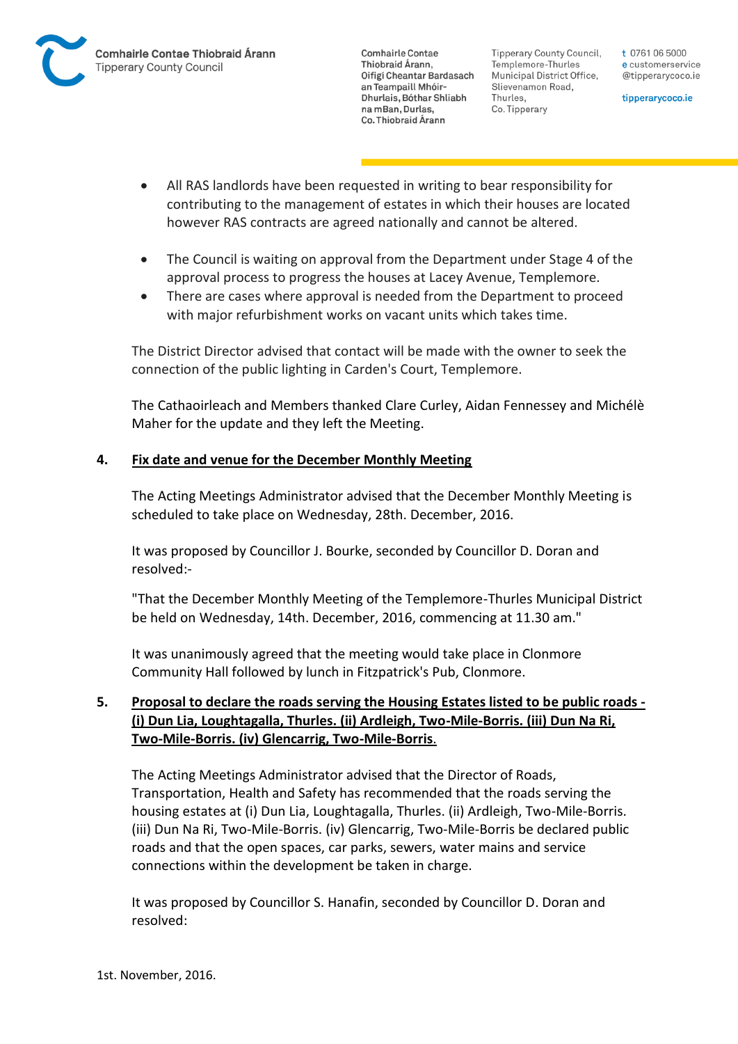- All RAS landlords have been requested in writing to bear responsibility for contributing to the management of estates in which their houses are located however RAS contracts are agreed nationally and cannot be altered.

- The Council is waiting on approval from the Department under Stage 4 of the approval process to progress the houses at Lacey Avenue, Templemore.
- There are cases where approval is needed from the Department to proceed with major refurbishment works on vacant units which takes time.

The District Director advised that contact will be made with the owner to seek the connection of the public lighting in Carden's Court, Templemore.

The Cathaoirleach and Members thanked Clare Curley, Aidan Fennessey and Michélè Maher for the update and they left the Meeting.

**4. Fix date and venue for the December Monthly Meeting**

The Acting Meetings Administrator advised that the December Monthly Meeting is scheduled to take place on Wednesday, 28th. December, 2016.

It was proposed by Councillor J. Bourke, seconded by Councillor D. Doran and resolved:-

"That the December Monthly Meeting of the Templemore-Thurles Municipal District be held on Wednesday, 14th. December, 2016, commencing at 11.30 am."

It was unanimously agreed that the meeting would take place in Clonmore Community Hall followed by lunch in Fitzpatrick's Pub, Clonmore.

**5. Proposal to declare the roads serving the Housing Estates listed to be public roads - (i) Dun Lia, Loughtagalla, Thurles. (ii) Ardleigh, Two-Mile-Borris. (iii) Dun Na Ri, Two-Mile-Borris. (iv) Glencarrig, Two-Mile-Borris.**

The Acting Meetings Administrator advised that the Director of Roads, Transportation, Health and Safety has recommended that the roads serving the housing estates at (i) Dun Lia, Loughtagalla, Thurles. (ii) Ardleigh, Two-Mile-Borris. (iii) Dun Na Ri, Two-Mile-Borris. (iv) Glencarrig, Two-Mile-Borris be declared public roads and that the open spaces, car parks, sewers, water mains and service connections within the development be taken in charge.

It was proposed by Councillor S. Hanafin, seconded by Councillor D. Doran and resolved:

1st. November, 2016.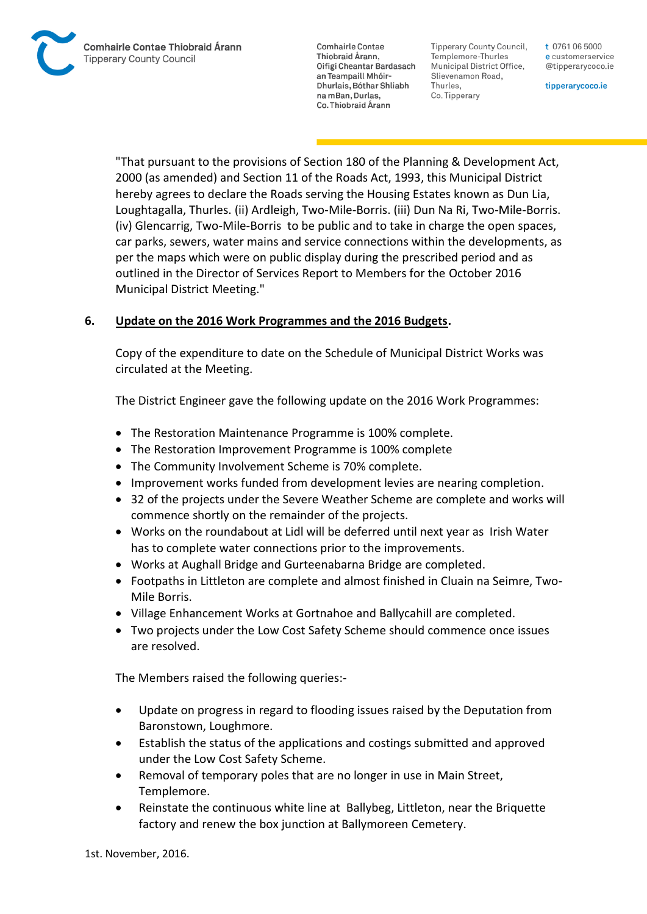"That pursuant to the provisions of Section 180 of the Planning & Development Act, 2000 (as amended) and Section 11 of the Roads Act, 1993, this Municipal District hereby agrees to declare the Roads serving the Housing Estates known as Dun Lia, Loughtagalla, Thurles. (ii) Ardleigh, Two-Mile-Borris. (iii) Dun Na Ri, Two-Mile-Borris. (iv) Glencarrig, Two-Mile-Borris to be public and to take in charge the open spaces, car parks, sewers, water mains and service connections within the developments, as per the maps which were on public display during the prescribed period and as outlined in the Director of Services Report to Members for the October 2016 Municipal District Meeting."

## 6. Update on the 2016 Work Programmes and the 2016 Budgets.

Copy of the expenditure to date on the Schedule of Municipal District Works was circulated at the Meeting.

The District Engineer gave the following update on the 2016 Work Programmes:

- The Restoration Maintenance Programme is 100% complete.
- The Restoration Improvement Programme is 100% complete
- The Community Involvement Scheme is 70% complete.
- Improvement works funded from development levies are nearing completion.
- 32 of the projects under the Severe Weather Scheme are complete and works will commence shortly on the remainder of the projects.
- Works on the roundabout at Lidl will be deferred until next year as Irish Water has to complete water connections prior to the improvements.
- Works at Aughall Bridge and Gurteenabarna Bridge are completed.
- Footpaths in Littleton are complete and almost finished in Cluain na Seimre, Two-Mile Borris.
- Village Enhancement Works at Gortnahoe and Ballycahill are completed.
- Two projects under the Low Cost Safety Scheme should commence once issues are resolved.

The Members raised the following queries:-

- Update on progress in regard to flooding issues raised by the Deputation from Baronstown, Loughmore.
- Establish the status of the applications and costings submitted and approved under the Low Cost Safety Scheme.
- Removal of temporary poles that are no longer in use in Main Street, Templemore.
- Reinstate the continuous white line at Ballybeg, Littleton, near the Briquette factory and renew the box junction at Ballymoreen Cemetery.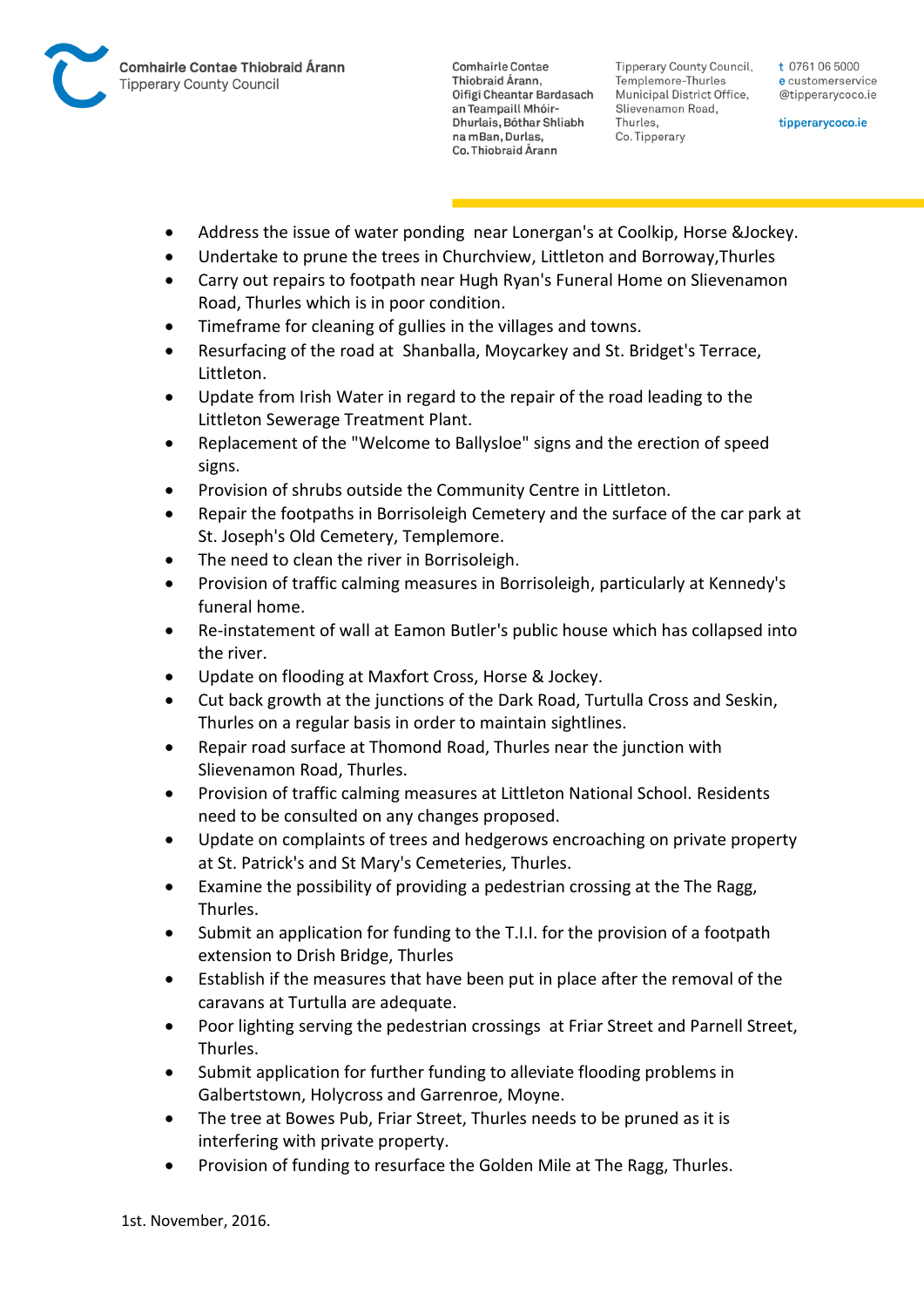- Address the issue of water ponding  near Lonergan's at Coolkip, Horse &Jockey.
- Undertake to prune the trees in Churchview, Littleton and Borroway,Thurles
- Carry out repairs to footpath near Hugh Ryan's Funeral Home on Slievenamon Road, Thurles which is in poor condition.
- Timeframe for cleaning of gullies in the villages and towns.
- Resurfacing of the road at  Shanballa, Moycarkey and St. Bridget's Terrace, Littleton.
- Update from Irish Water in regard to the repair of the road leading to the Littleton Sewerage Treatment Plant.
- Replacement of the "Welcome to Ballysloe" signs and the erection of speed signs.
- Provision of shrubs outside the Community Centre in Littleton.
- Repair the footpaths in Borrisoleigh Cemetery and the surface of the car park at St. Joseph's Old Cemetery, Templemore.
- The need to clean the river in Borrisoleigh.
- Provision of traffic calming measures in Borrisoleigh, particularly at Kennedy's funeral home.
- Re-instatement of wall at Eamon Butler's public house which has collapsed into the river.
- Update on flooding at Maxfort Cross, Horse & Jockey.
- Cut back growth at the junctions of the Dark Road, Turtulla Cross and Seskin, Thurles on a regular basis in order to maintain sightlines.
- Repair road surface at Thomond Road, Thurles near the junction with Slievenamon Road, Thurles.
- Provision of traffic calming measures at Littleton National School. Residents need to be consulted on any changes proposed.
- Update on complaints of trees and hedgerows encroaching on private property at St. Patrick's and St Mary's Cemeteries, Thurles.
- Examine the possibility of providing a pedestrian crossing at the The Ragg, Thurles.
- Submit an application for funding to the T.I.I. for the provision of a footpath extension to Drish Bridge, Thurles
- Establish if the measures that have been put in place after the removal of the caravans at Turtulla are adequate.
- Poor lighting serving the pedestrian crossings  at Friar Street and Parnell Street, Thurles.
- Submit application for further funding to alleviate flooding problems in Galbertstown, Holycross and Garrenroe, Moyne.
- The tree at Bowes Pub, Friar Street, Thurles needs to be pruned as it is interfering with private property.
- Provision of funding to resurface the Golden Mile at The Ragg, Thurles.

1st. November, 2016.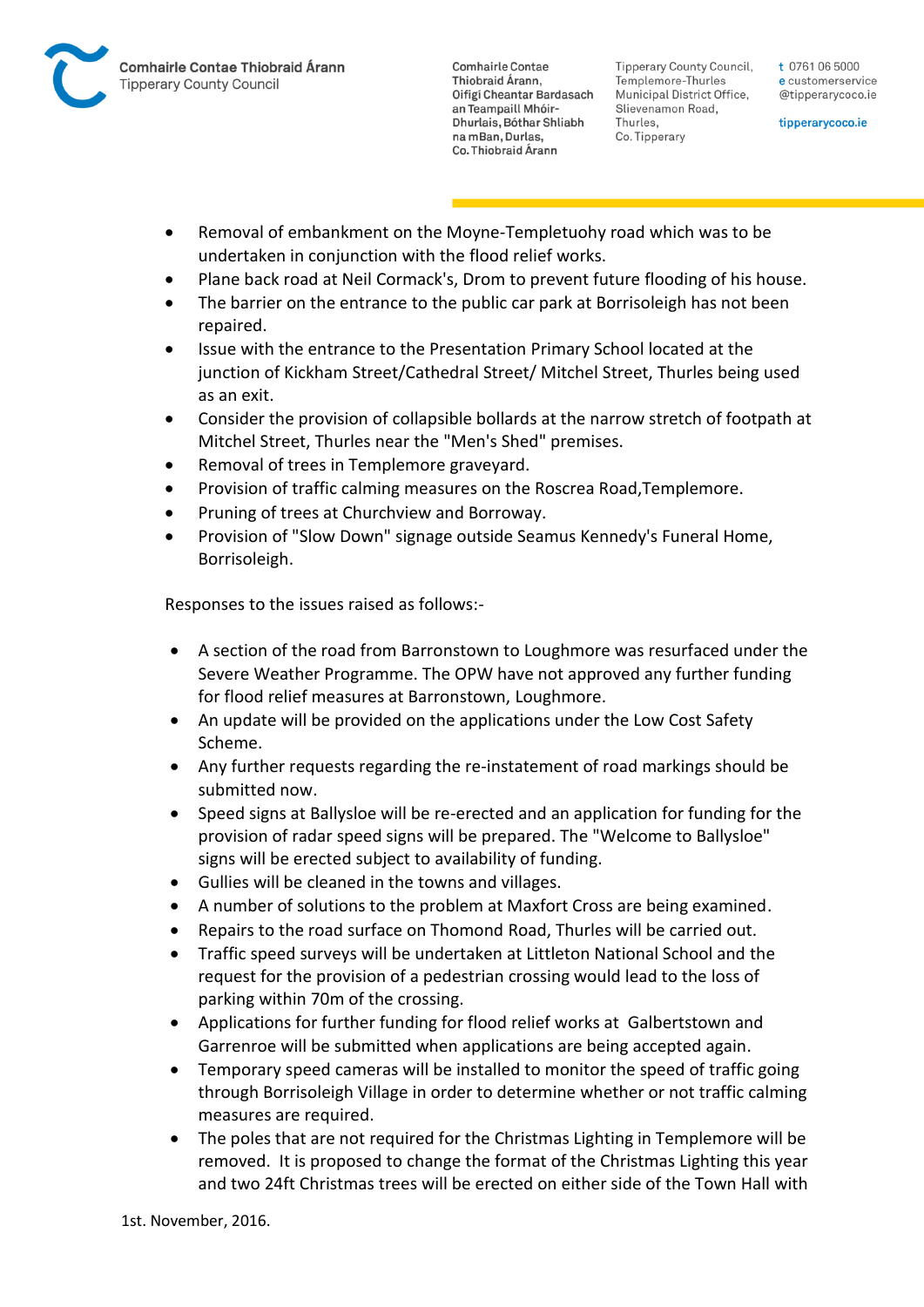- Removal of embankment on the Moyne-Templetuohy road which was to be undertaken in conjunction with the flood relief works.
- Plane back road at Neil Cormack's, Drom to prevent future flooding of his house.
- The barrier on the entrance to the public car park at Borrisoleigh has not been repaired.
- Issue with the entrance to the Presentation Primary School located at the junction of Kickham Street/Cathedral Street/ Mitchel Street, Thurles being used as an exit.
- Consider the provision of collapsible bollards at the narrow stretch of footpath at Mitchel Street, Thurles near the "Men's Shed" premises.
- Removal of trees in Templemore graveyard.
- Provision of traffic calming measures on the Roscrea Road,Templemore.
- Pruning of trees at Churchview and Borroway.
- Provision of "Slow Down" signage outside Seamus Kennedy's Funeral Home, Borrisoleigh.

Responses to the issues raised as follows:-

- A section of the road from Barronstown to Loughmore was resurfaced under the Severe Weather Programme. The OPW have not approved any further funding for flood relief measures at Barronstown, Loughmore.
- An update will be provided on the applications under the Low Cost Safety Scheme.
- Any further requests regarding the re-instatement of road markings should be submitted now.
- Speed signs at Ballysloe will be re-erected and an application for funding for the provision of radar speed signs will be prepared. The "Welcome to Ballysloe" signs will be erected subject to availability of funding.
- Gullies will be cleaned in the towns and villages.
- A number of solutions to the problem at Maxfort Cross are being examined.
- Repairs to the road surface on Thomond Road, Thurles will be carried out.
- Traffic speed surveys will be undertaken at Littleton National School and the request for the provision of a pedestrian crossing would lead to the loss of parking within 70m of the crossing.
- Applications for further funding for flood relief works at Galbertstown and Garrenroe will be submitted when applications are being accepted again.
- Temporary speed cameras will be installed to monitor the speed of traffic going through Borrisoleigh Village in order to determine whether or not traffic calming measures are required.
- The poles that are not required for the Christmas Lighting in Templemore will be removed. It is proposed to change the format of the Christmas Lighting this year and two 24ft Christmas trees will be erected on either side of the Town Hall with

1st. November, 2016.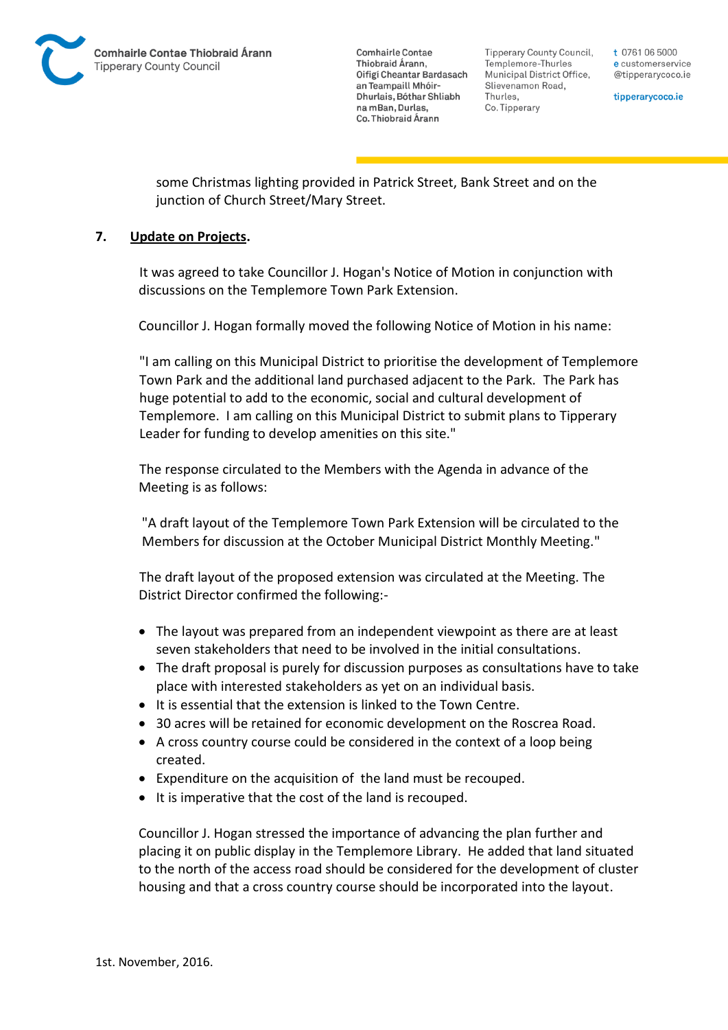some Christmas lighting provided in Patrick Street, Bank Street and on the junction of Church Street/Mary Street.

**7. Update on Projects.**

It was agreed to take Councillor J. Hogan's Notice of Motion in conjunction with discussions on the Templemore Town Park Extension.

Councillor J. Hogan formally moved the following Notice of Motion in his name:

"I am calling on this Municipal District to prioritise the development of Templemore Town Park and the additional land purchased adjacent to the Park. The Park has huge potential to add to the economic, social and cultural development of Templemore. I am calling on this Municipal District to submit plans to Tipperary Leader for funding to develop amenities on this site."

The response circulated to the Members with the Agenda in advance of the Meeting is as follows:

"A draft layout of the Templemore Town Park Extension will be circulated to the Members for discussion at the October Municipal District Monthly Meeting."

The draft layout of the proposed extension was circulated at the Meeting. The District Director confirmed the following:-

- The layout was prepared from an independent viewpoint as there are at least seven stakeholders that need to be involved in the initial consultations.
- The draft proposal is purely for discussion purposes as consultations have to take place with interested stakeholders as yet on an individual basis.
- It is essential that the extension is linked to the Town Centre.
- 30 acres will be retained for economic development on the Roscrea Road.
- A cross country course could be considered in the context of a loop being created.
- Expenditure on the acquisition of the land must be recouped.
- It is imperative that the cost of the land is recouped.

Councillor J. Hogan stressed the importance of advancing the plan further and placing it on public display in the Templemore Library. He added that land situated to the north of the access road should be considered for the development of cluster housing and that a cross country course should be incorporated into the layout.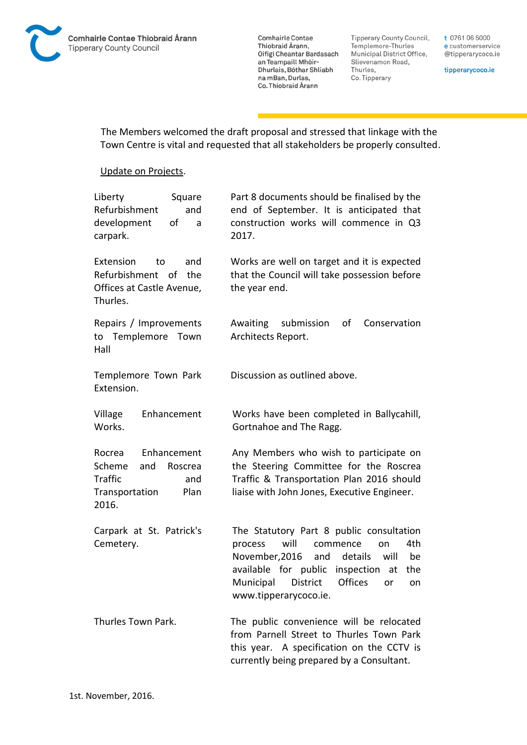The Members welcomed the draft proposal and stressed that linkage with the Town Centre is vital and requested that all stakeholders be properly consulted.

Update on Projects.

| | |
|---|---|
| Liberty Square Refurbishment and development of a carpark. | Part 8 documents should be finalised by the end of September. It is anticipated that construction works will commence in Q3 2017. |
| Extension to and Refurbishment of the Offices at Castle Avenue, Thurles. | Works are well on target and it is expected that the Council will take possession before the year end. |
| Repairs / Improvements to Templemore Town Hall | Awaiting submission of Conservation Architects Report. |
| Templemore Town Park Extension. | Discussion as outlined above. |
| Village Enhancement Works. | Works have been completed in Ballycahill, Gortnahoe and The Ragg. |
| Rocrea Enhancement Scheme and Roscrea Traffic and Transportation Plan 2016. | Any Members who wish to participate on the Steering Committee for the Roscrea Traffic & Transportation Plan 2016 should liaise with John Jones, Executive Engineer. |
| Carpark at St. Patrick's Cemetery. | The Statutory Part 8 public consultation process will commence on 4th November,2016 and details will be available for public inspection at the Municipal District Offices or on www.tipperarycoco.ie. |
| Thurles Town Park. | The public convenience will be relocated from Parnell Street to Thurles Town Park this year. A specification on the CCTV is currently being prepared by a Consultant. |

1st. November, 2016.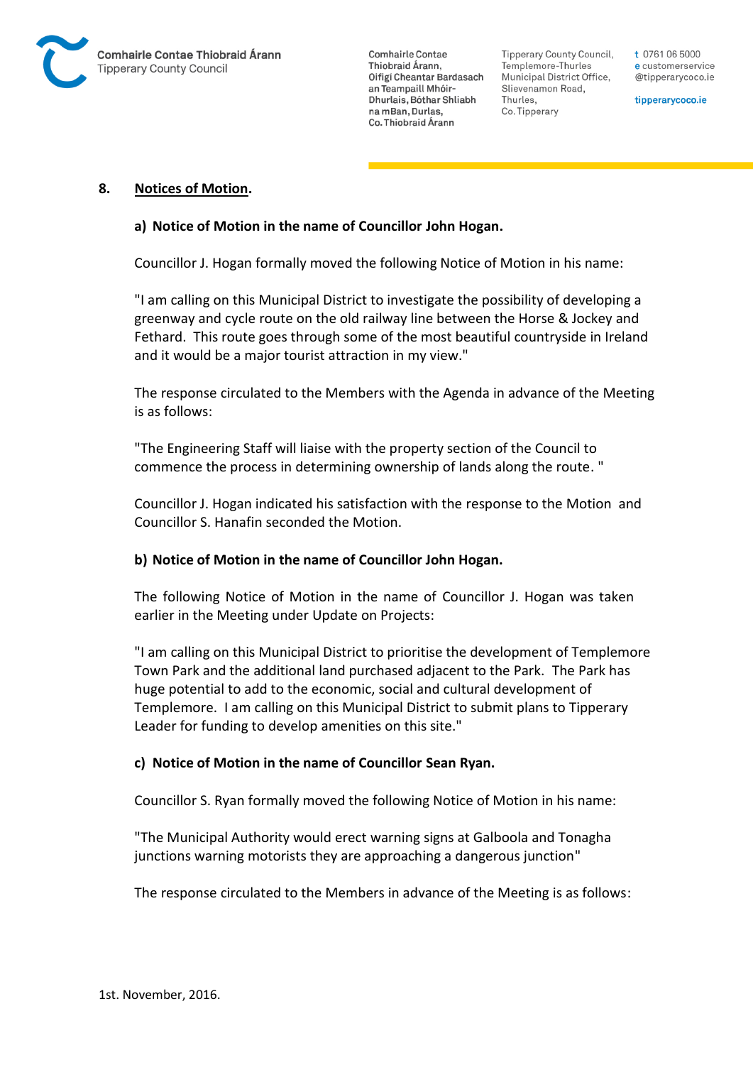## 8. Notices of Motion.

### a) Notice of Motion in the name of Councillor John Hogan.

Councillor J. Hogan formally moved the following Notice of Motion in his name:

"I am calling on this Municipal District to investigate the possibility of developing a greenway and cycle route on the old railway line between the Horse & Jockey and Fethard. This route goes through some of the most beautiful countryside in Ireland and it would be a major tourist attraction in my view."

The response circulated to the Members with the Agenda in advance of the Meeting is as follows:

"The Engineering Staff will liaise with the property section of the Council to commence the process in determining ownership of lands along the route. "

Councillor J. Hogan indicated his satisfaction with the response to the Motion and Councillor S. Hanafin seconded the Motion.

### b) Notice of Motion in the name of Councillor John Hogan.

The following Notice of Motion in the name of Councillor J. Hogan was taken earlier in the Meeting under Update on Projects:

"I am calling on this Municipal District to prioritise the development of Templemore Town Park and the additional land purchased adjacent to the Park. The Park has huge potential to add to the economic, social and cultural development of Templemore. I am calling on this Municipal District to submit plans to Tipperary Leader for funding to develop amenities on this site."

### c) Notice of Motion in the name of Councillor Sean Ryan.

Councillor S. Ryan formally moved the following Notice of Motion in his name:

"The Municipal Authority would erect warning signs at Galboola and Tonagha junctions warning motorists they are approaching a dangerous junction"

The response circulated to the Members in advance of the Meeting is as follows: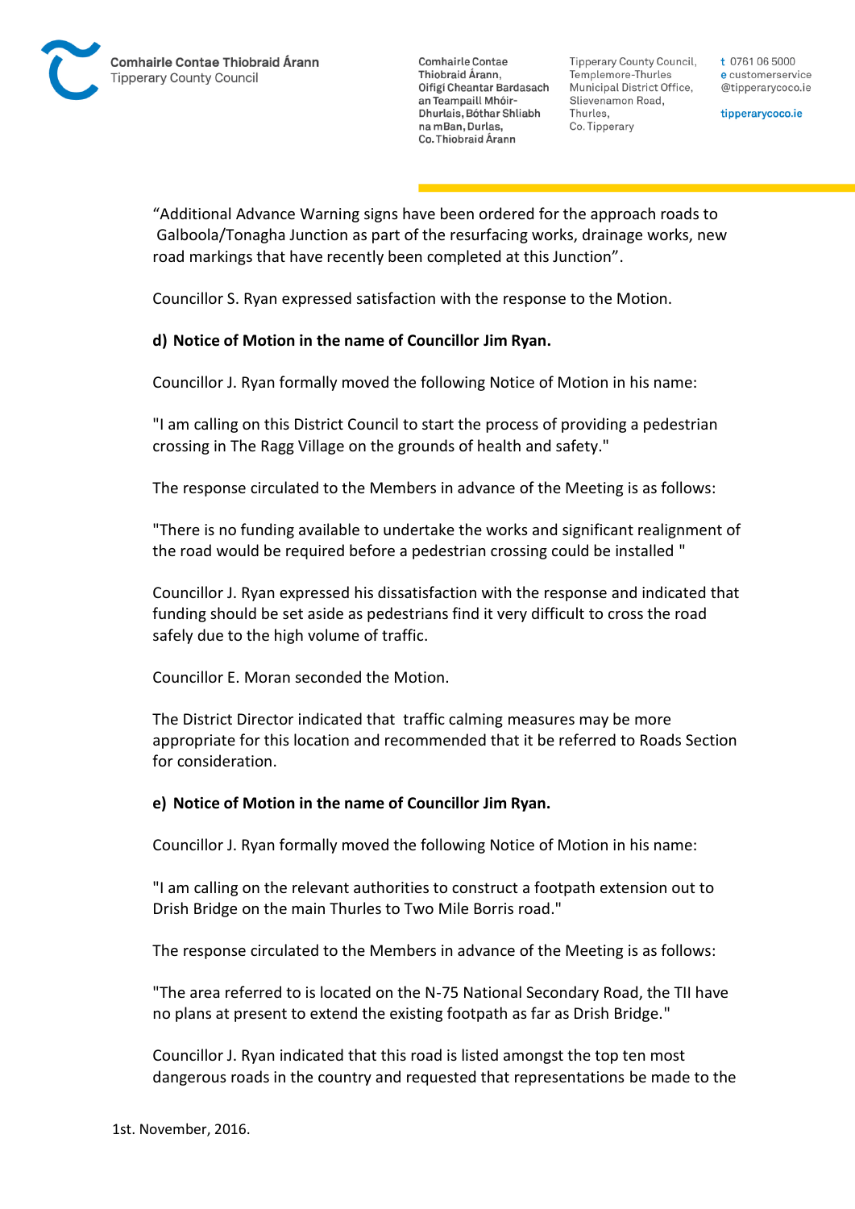“Additional Advance Warning signs have been ordered for the approach roads to Galboola/Tonagha Junction as part of the resurfacing works, drainage works, new road markings that have recently been completed at this Junction”.

Councillor S. Ryan expressed satisfaction with the response to the Motion.

**d) Notice of Motion in the name of Councillor Jim Ryan.**

Councillor J. Ryan formally moved the following Notice of Motion in his name:

"I am calling on this District Council to start the process of providing a pedestrian crossing in The Ragg Village on the grounds of health and safety."

The response circulated to the Members in advance of the Meeting is as follows:

"There is no funding available to undertake the works and significant realignment of the road would be required before a pedestrian crossing could be installed "

Councillor J. Ryan expressed his dissatisfaction with the response and indicated that funding should be set aside as pedestrians find it very difficult to cross the road safely due to the high volume of traffic.

Councillor E. Moran seconded the Motion.

The District Director indicated that traffic calming measures may be more appropriate for this location and recommended that it be referred to Roads Section for consideration.

**e) Notice of Motion in the name of Councillor Jim Ryan.**

Councillor J. Ryan formally moved the following Notice of Motion in his name:

"I am calling on the relevant authorities to construct a footpath extension out to Drish Bridge on the main Thurles to Two Mile Borris road."

The response circulated to the Members in advance of the Meeting is as follows:

"The area referred to is located on the N-75 National Secondary Road, the TII have no plans at present to extend the existing footpath as far as Drish Bridge."

Councillor J. Ryan indicated that this road is listed amongst the top ten most dangerous roads in the country and requested that representations be made to the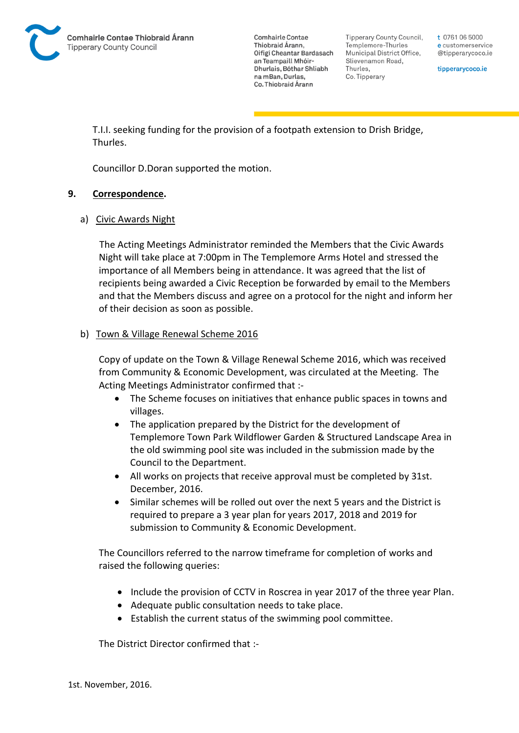T.I.I. seeking funding for the provision of a footpath extension to Drish Bridge, Thurles.

Councillor D.Doran supported the motion.

**9. Correspondence.**

a) Civic Awards Night

The Acting Meetings Administrator reminded the Members that the Civic Awards Night will take place at 7:00pm in The Templemore Arms Hotel and stressed the importance of all Members being in attendance. It was agreed that the list of recipients being awarded a Civic Reception be forwarded by email to the Members and that the Members discuss and agree on a protocol for the night and inform her of their decision as soon as possible.

b) Town & Village Renewal Scheme 2016

Copy of update on the Town & Village Renewal Scheme 2016, which was received from Community & Economic Development, was circulated at the Meeting. The Acting Meetings Administrator confirmed that :-

- The Scheme focuses on initiatives that enhance public spaces in towns and villages.
- The application prepared by the District for the development of Templemore Town Park Wildflower Garden & Structured Landscape Area in the old swimming pool site was included in the submission made by the Council to the Department.
- All works on projects that receive approval must be completed by 31st. December, 2016.
- Similar schemes will be rolled out over the next 5 years and the District is required to prepare a 3 year plan for years 2017, 2018 and 2019 for submission to Community & Economic Development.

The Councillors referred to the narrow timeframe for completion of works and raised the following queries:

- Include the provision of CCTV in Roscrea in year 2017 of the three year Plan.
- Adequate public consultation needs to take place.
- Establish the current status of the swimming pool committee.

The District Director confirmed that :-

1st. November, 2016.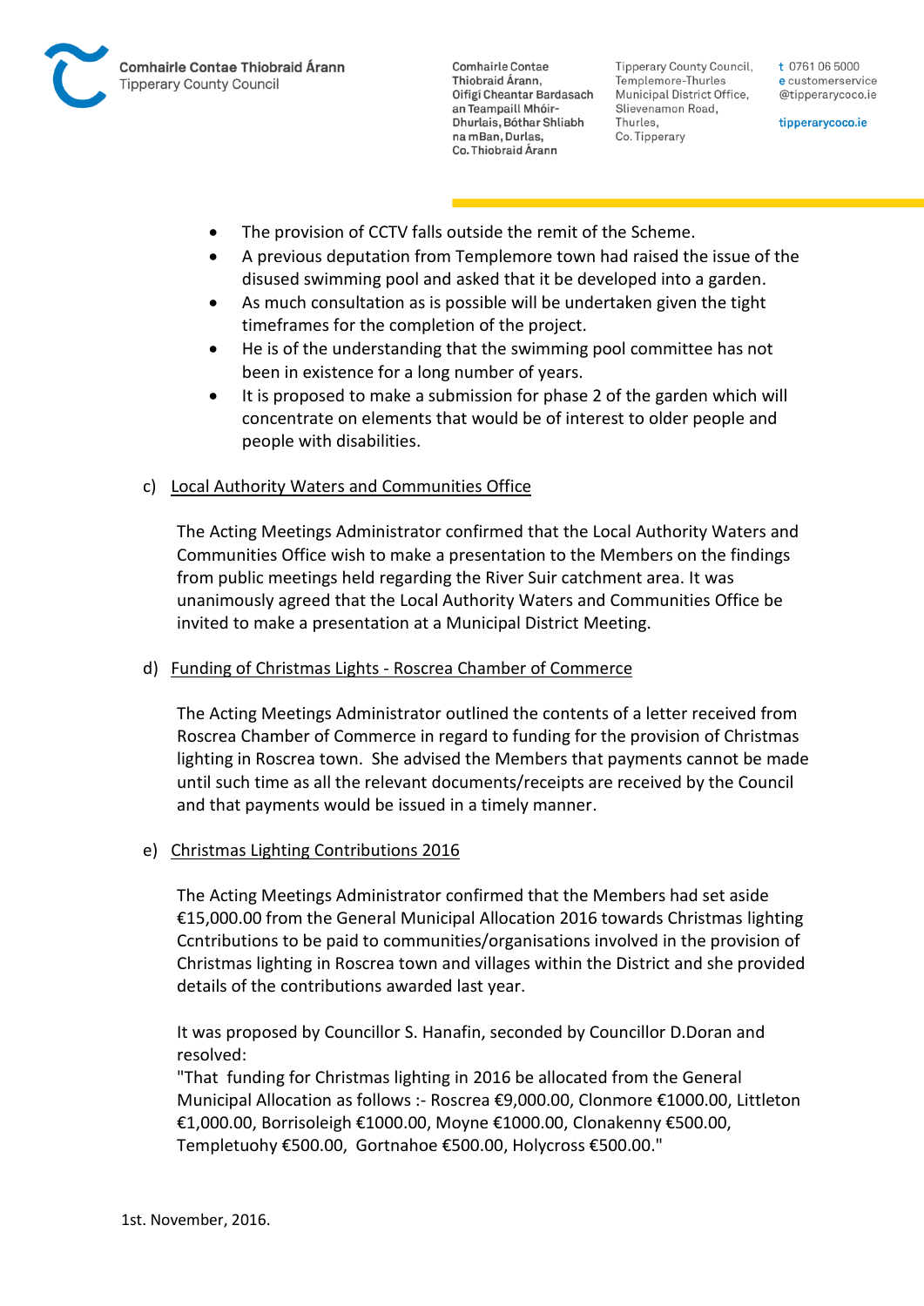- The provision of CCTV falls outside the remit of the Scheme.
- A previous deputation from Templemore town had raised the issue of the disused swimming pool and asked that it be developed into a garden.
- As much consultation as is possible will be undertaken given the tight timeframes for the completion of the project.
- He is of the understanding that the swimming pool committee has not been in existence for a long number of years.
- It is proposed to make a submission for phase 2 of the garden which will concentrate on elements that would be of interest to older people and people with disabilities.

c) Local Authority Waters and Communities Office

The Acting Meetings Administrator confirmed that the Local Authority Waters and Communities Office wish to make a presentation to the Members on the findings from public meetings held regarding the River Suir catchment area. It was unanimously agreed that the Local Authority Waters and Communities Office be invited to make a presentation at a Municipal District Meeting.

d) Funding of Christmas Lights - Roscrea Chamber of Commerce

The Acting Meetings Administrator outlined the contents of a letter received from Roscrea Chamber of Commerce in regard to funding for the provision of Christmas lighting in Roscrea town. She advised the Members that payments cannot be made until such time as all the relevant documents/receipts are received by the Council and that payments would be issued in a timely manner.

e) Christmas Lighting Contributions 2016

The Acting Meetings Administrator confirmed that the Members had set aside €15,000.00 from the General Municipal Allocation 2016 towards Christmas lighting Ccntributions to be paid to communities/organisations involved in the provision of Christmas lighting in Roscrea town and villages within the District and she provided details of the contributions awarded last year.

It was proposed by Councillor S. Hanafin, seconded by Councillor D.Doran and resolved:
"That funding for Christmas lighting in 2016 be allocated from the General Municipal Allocation as follows :- Roscrea €9,000.00, Clonmore €1000.00, Littleton €1,000.00, Borrisoleigh €1000.00, Moyne €1000.00, Clonakenny €500.00, Templetuohy €500.00, Gortnahoe €500.00, Holycross €500.00."

1st. November, 2016.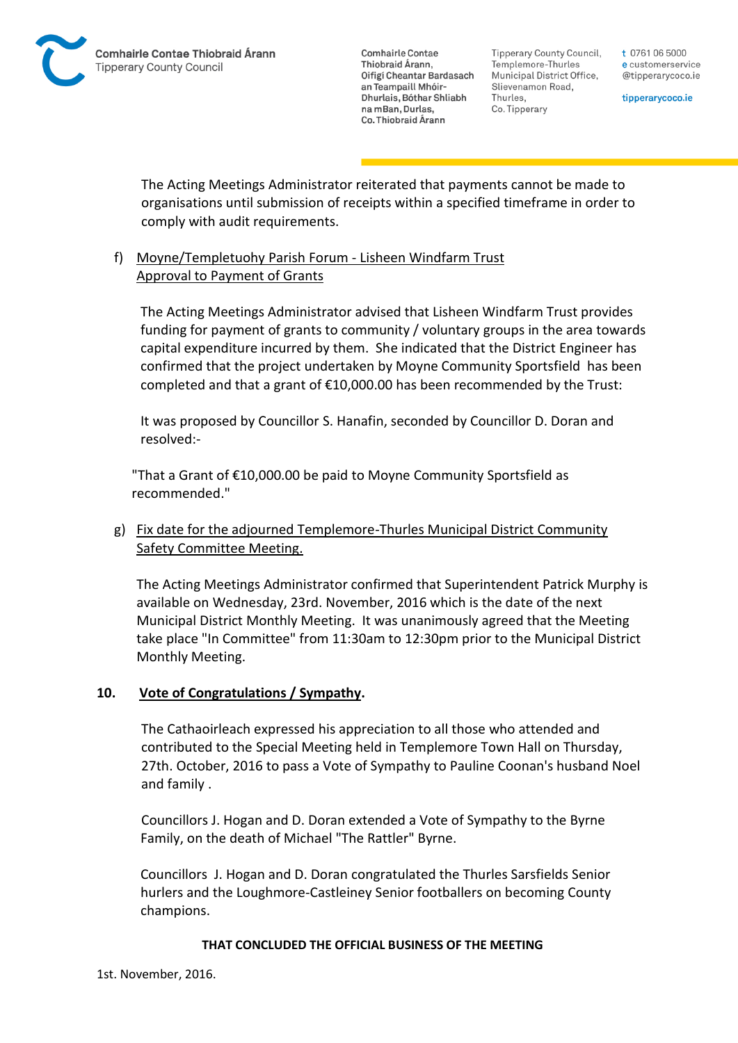The Acting Meetings Administrator reiterated that payments cannot be made to organisations until submission of receipts within a specified timeframe in order to comply with audit requirements.

f) Moyne/Templetuohy Parish Forum - Lisheen Windfarm Trust Approval to Payment of Grants

The Acting Meetings Administrator advised that Lisheen Windfarm Trust provides funding for payment of grants to community / voluntary groups in the area towards capital expenditure incurred by them. She indicated that the District Engineer has confirmed that the project undertaken by Moyne Community Sportsfield has been completed and that a grant of €10,000.00 has been recommended by the Trust:

It was proposed by Councillor S. Hanafin, seconded by Councillor D. Doran and resolved:-

"That a Grant of €10,000.00 be paid to Moyne Community Sportsfield as recommended."

g) Fix date for the adjourned Templemore-Thurles Municipal District Community Safety Committee Meeting.

The Acting Meetings Administrator confirmed that Superintendent Patrick Murphy is available on Wednesday, 23rd. November, 2016 which is the date of the next Municipal District Monthly Meeting. It was unanimously agreed that the Meeting take place "In Committee" from 11:30am to 12:30pm prior to the Municipal District Monthly Meeting.

## 10. Vote of Congratulations / Sympathy.

The Cathaoirleach expressed his appreciation to all those who attended and contributed to the Special Meeting held in Templemore Town Hall on Thursday, 27th. October, 2016 to pass a Vote of Sympathy to Pauline Coonan's husband Noel and family .

Councillors J. Hogan and D. Doran extended a Vote of Sympathy to the Byrne Family, on the death of Michael "The Rattler" Byrne.

Councillors J. Hogan and D. Doran congratulated the Thurles Sarsfields Senior hurlers and the Loughmore-Castleiney Senior footballers on becoming County champions.

**THAT CONCLUDED THE OFFICIAL BUSINESS OF THE MEETING**

1st. November, 2016.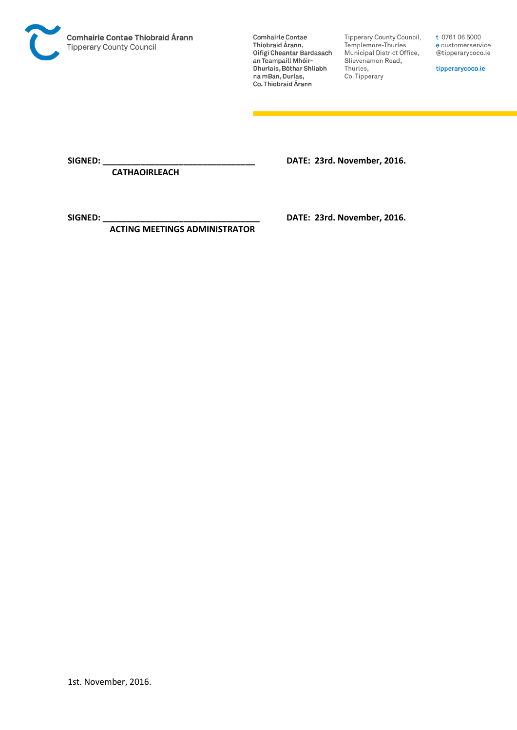Comhairle Contae Thiobraid Árann
Tipperary County Council

Comhairle Contae Thiobraid Árann, Oifigí Cheantar Bardasach an Teampaill Mhóir-Dhurlais, Bóthar Shliabh na mBan, Durlas, Co. Thiobraid Árann

Tipperary County Council, Templemore-Thurles Municipal District Office, Slievenamon Road, Thurles, Co. Tipperary

t 0761 06 5000
e customerservice@tipperarycoco.ie

tipperarycoco.ie

**SIGNED: ________________________________** **DATE: 23rd. November, 2016.**
**CATHAOIRLEACH**

**SIGNED: ________________________________** **DATE: 23rd. November, 2016.**
**ACTING MEETINGS ADMINISTRATOR**

1st. November, 2016.